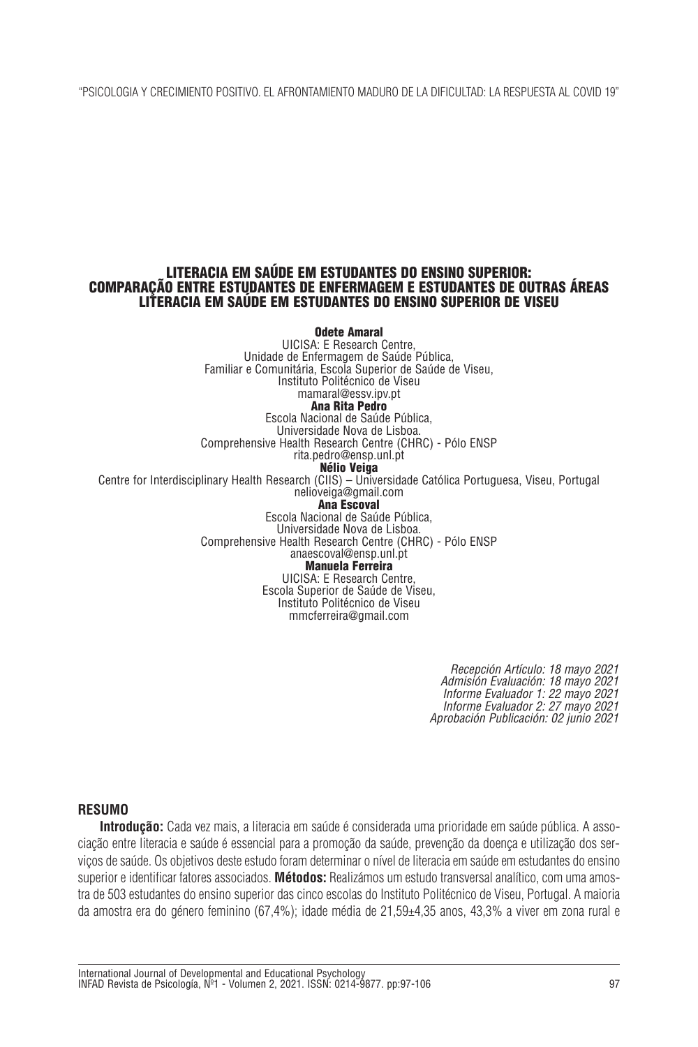# LITERACIA EM SAÚDE EM ESTUDANTES DO ENSINO SUPERIOR: COMPARAÇÃO ENTRE ESTUDANTES DE ENFERMAGEM E ESTUDANTES DE OUTRAS ÁREAS
## LITERACIA EM SAÚDE EM ESTUDANTES DO ENSINO SUPERIOR DE VISEU

**Odete Amaral**
UICISA: E Research Centre,
Unidade de Enfermagem de Saúde Pública,
Familiar e Comunitária, Escola Superior de Saúde de Viseu,
Instituto Politécnico de Viseu
mamaral@essv.ipv.pt

**Ana Rita Pedro**
Escola Nacional de Saúde Pública,
Universidade Nova de Lisboa.
Comprehensive Health Research Centre (CHRC) - Pólo ENSP
rita.pedro@ensp.unl.pt

**Nélio Veiga**
Centre for Interdisciplinary Health Research (CIIS) – Universidade Católica Portuguesa, Viseu, Portugal
nelioveiga@gmail.com

**Ana Escoval**
Escola Nacional de Saúde Pública,
Universidade Nova de Lisboa.
Comprehensive Health Research Centre (CHRC) - Pólo ENSP
anaescoval@ensp.unl.pt

**Manuela Ferreira**
UICISA: E Research Centre,
Escola Superior de Saúde de Viseu,
Instituto Politécnico de Viseu
mmcferreira@gmail.com

*Recepción Artículo: 18 mayo 2021*
*Admisión Evaluación: 18 mayo 2021*
*Informe Evaluador 1: 22 mayo 2021*
*Informe Evaluador 2: 27 mayo 2021*
*Aprobación Publicación: 02 junio 2021*

## RESUMO

**Introdução:** Cada vez mais, a literacia em saúde é considerada uma prioridade em saúde pública. A associação entre literacia e saúde é essencial para a promoção da saúde, prevenção da doença e utilização dos serviços de saúde. Os objetivos deste estudo foram determinar o nível de literacia em saúde em estudantes do ensino superior e identificar fatores associados. **Métodos:** Realizámos um estudo transversal analítico, com uma amostra de 503 estudantes do ensino superior das cinco escolas do Instituto Politécnico de Viseu, Portugal. A maioria da amostra era do género feminino (67,4%); idade média de 21,59±4,35 anos, 43,3% a viver em zona rural e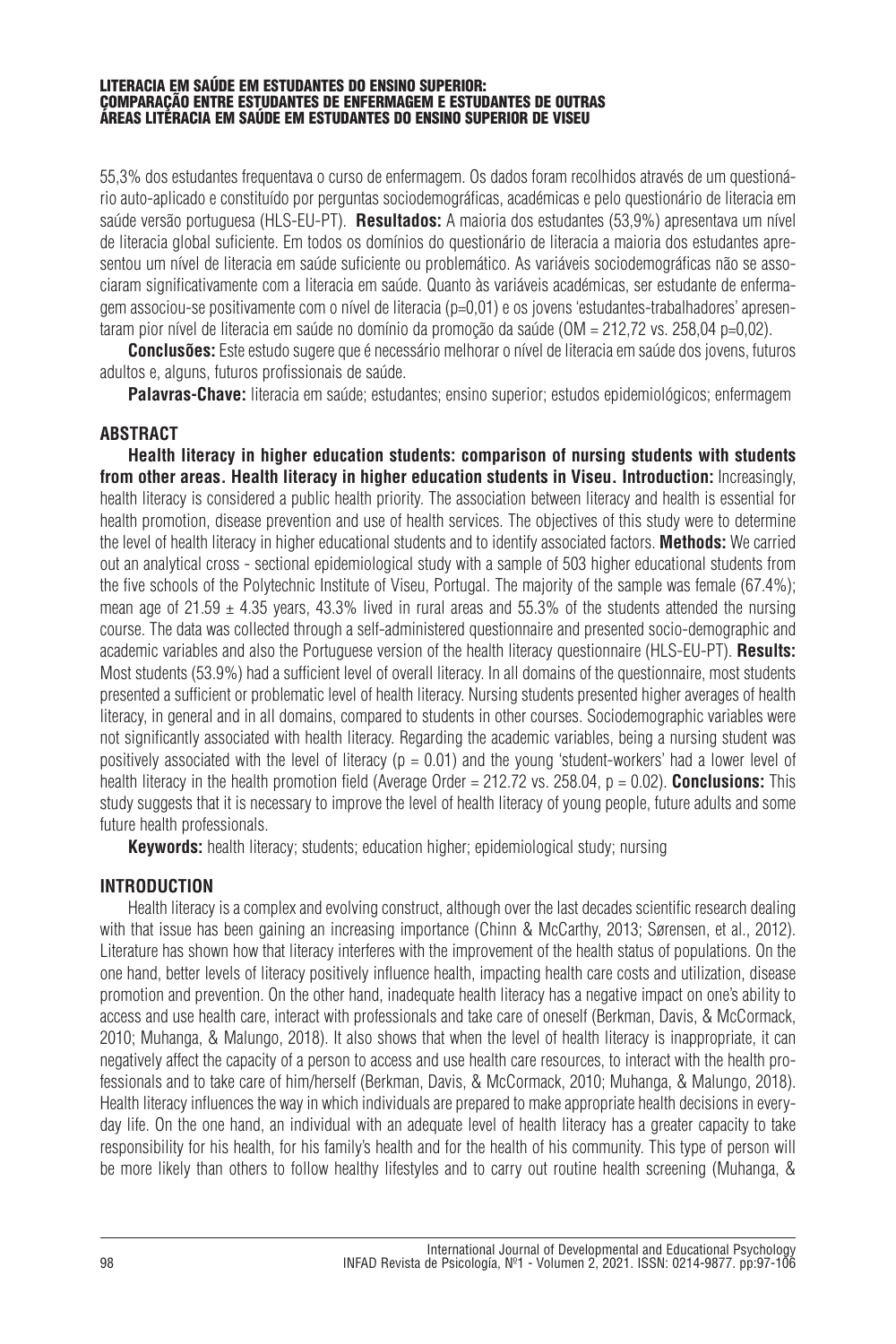55,3% dos estudantes frequentava o curso de enfermagem. Os dados foram recolhidos através de um questionário auto-aplicado e constituído por perguntas sociodemográficas, académicas e pelo questionário de literacia em saúde versão portuguesa (HLS-EU-PT). **Resultados:** A maioria dos estudantes (53,9%) apresentava um nível de literacia global suficiente. Em todos os domínios do questionário de literacia a maioria dos estudantes apresentou um nível de literacia em saúde suficiente ou problemático. As variáveis sociodemográficas não se associaram significativamente com a literacia em saúde. Quanto às variáveis académicas, ser estudante de enfermagem associou-se positivamente com o nível de literacia (p=0,01) e os jovens 'estudantes-trabalhadores' apresentaram pior nível de literacia em saúde no domínio da promoção da saúde (OM = 212,72 vs. 258,04 p=0,02).

**Conclusões:** Este estudo sugere que é necessário melhorar o nível de literacia em saúde dos jovens, futuros adultos e, alguns, futuros profissionais de saúde.

**Palavras-Chave:** literacia em saúde; estudantes; ensino superior; estudos epidemiológicos; enfermagem

## ABSTRACT

**Health literacy in higher education students: comparison of nursing students with students from other areas. Health literacy in higher education students in Viseu. Introduction:** Increasingly, health literacy is considered a public health priority. The association between literacy and health is essential for health promotion, disease prevention and use of health services. The objectives of this study were to determine the level of health literacy in higher educational students and to identify associated factors. **Methods:** We carried out an analytical cross - sectional epidemiological study with a sample of 503 higher educational students from the five schools of the Polytechnic Institute of Viseu, Portugal. The majority of the sample was female (67.4%); mean age of $21.59 \pm 4.35$ years, 43.3% lived in rural areas and 55.3% of the students attended the nursing course. The data was collected through a self-administered questionnaire and presented socio-demographic and academic variables and also the Portuguese version of the health literacy questionnaire (HLS-EU-PT). **Results:** Most students (53.9%) had a sufficient level of overall literacy. In all domains of the questionnaire, most students presented a sufficient or problematic level of health literacy. Nursing students presented higher averages of health literacy, in general and in all domains, compared to students in other courses. Sociodemographic variables were not significantly associated with health literacy. Regarding the academic variables, being a nursing student was positively associated with the level of literacy ($p = 0.01$) and the young 'student-workers' had a lower level of health literacy in the health promotion field (Average Order = 212.72 vs. 258.04, $p = 0.02$). **Conclusions:** This study suggests that it is necessary to improve the level of health literacy of young people, future adults and some future health professionals.

**Keywords:** health literacy; students; education higher; epidemiological study; nursing

## INTRODUCTION

Health literacy is a complex and evolving construct, although over the last decades scientific research dealing with that issue has been gaining an increasing importance (Chinn & McCarthy, 2013; Sørensen, et al., 2012). Literature has shown how that literacy interferes with the improvement of the health status of populations. On the one hand, better levels of literacy positively influence health, impacting health care costs and utilization, disease promotion and prevention. On the other hand, inadequate health literacy has a negative impact on one's ability to access and use health care, interact with professionals and take care of oneself (Berkman, Davis, & McCormack, 2010; Muhanga, & Malungo, 2018). It also shows that when the level of health literacy is inappropriate, it can negatively affect the capacity of a person to access and use health care resources, to interact with the health professionals and to take care of him/herself (Berkman, Davis, & McCormack, 2010; Muhanga, & Malungo, 2018). Health literacy influences the way in which individuals are prepared to make appropriate health decisions in everyday life. On the one hand, an individual with an adequate level of health literacy has a greater capacity to take responsibility for his health, for his family's health and for the health of his community. This type of person will be more likely than others to follow healthy lifestyles and to carry out routine health screening (Muhanga, &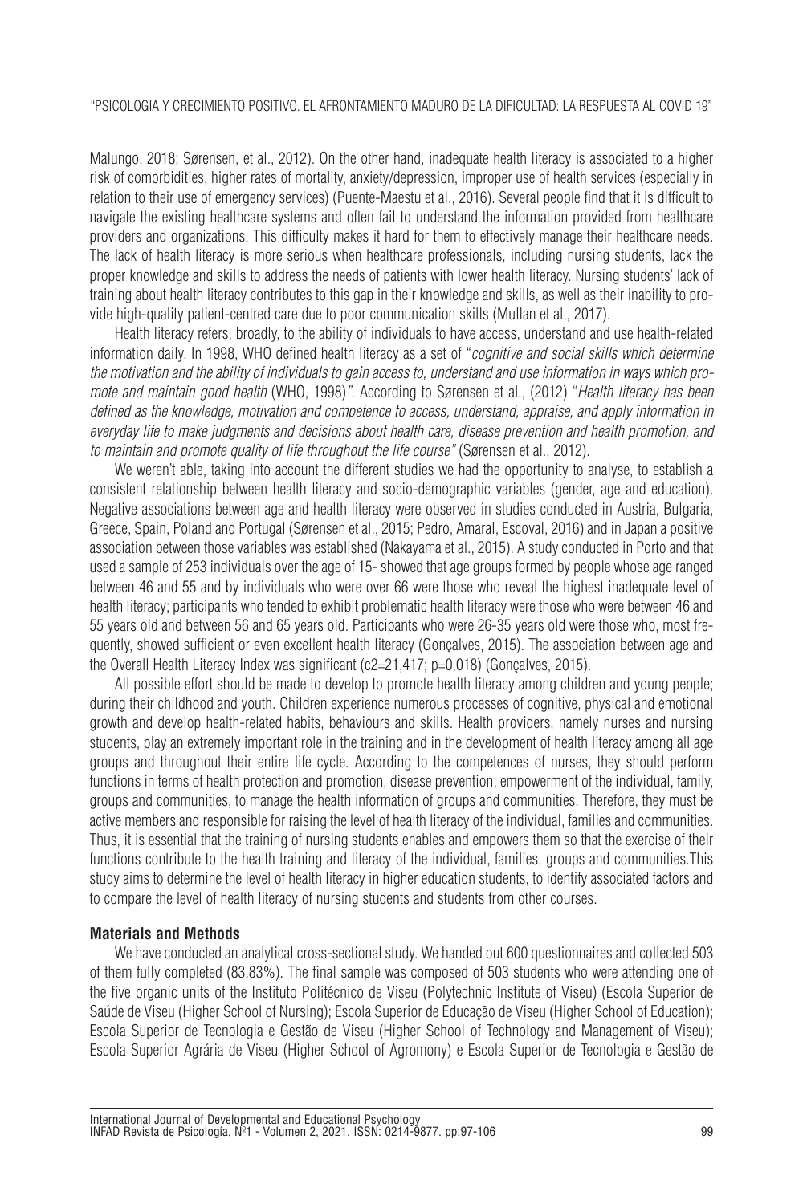Malungo, 2018; Sørensen, et al., 2012). On the other hand, inadequate health literacy is associated to a higher risk of comorbidities, higher rates of mortality, anxiety/depression, improper use of health services (especially in relation to their use of emergency services) (Puente-Maestu et al., 2016). Several people find that it is difficult to navigate the existing healthcare systems and often fail to understand the information provided from healthcare providers and organizations. This difficulty makes it hard for them to effectively manage their healthcare needs. The lack of health literacy is more serious when healthcare professionals, including nursing students, lack the proper knowledge and skills to address the needs of patients with lower health literacy. Nursing students' lack of training about health literacy contributes to this gap in their knowledge and skills, as well as their inability to provide high-quality patient-centred care due to poor communication skills (Mullan et al., 2017).

Health literacy refers, broadly, to the ability of individuals to have access, understand and use health-related information daily. In 1998, WHO defined health literacy as a set of "*cognitive and social skills which determine the motivation and the ability of individuals to gain access to, understand and use information in ways which promote and maintain good health* (WHO, 1998)*"*. According to Sørensen et al., (2012) "*Health literacy has been defined as the knowledge, motivation and competence to access, understand, appraise, and apply information in everyday life to make judgments and decisions about health care, disease prevention and health promotion, and to maintain and promote quality of life throughout the life course"* (Sørensen et al., 2012).

We weren't able, taking into account the different studies we had the opportunity to analyse, to establish a consistent relationship between health literacy and socio-demographic variables (gender, age and education). Negative associations between age and health literacy were observed in studies conducted in Austria, Bulgaria, Greece, Spain, Poland and Portugal (Sørensen et al., 2015; Pedro, Amaral, Escoval, 2016) and in Japan a positive association between those variables was established (Nakayama et al., 2015). A study conducted in Porto and that used a sample of 253 individuals over the age of 15- showed that age groups formed by people whose age ranged between 46 and 55 and by individuals who were over 66 were those who reveal the highest inadequate level of health literacy; participants who tended to exhibit problematic health literacy were those who were between 46 and 55 years old and between 56 and 65 years old. Participants who were 26-35 years old were those who, most frequently, showed sufficient or even excellent health literacy (Gonçalves, 2015). The association between age and the Overall Health Literacy Index was significant (c2=21,417; p=0,018) (Gonçalves, 2015).

All possible effort should be made to develop to promote health literacy among children and young people; during their childhood and youth. Children experience numerous processes of cognitive, physical and emotional growth and develop health-related habits, behaviours and skills. Health providers, namely nurses and nursing students, play an extremely important role in the training and in the development of health literacy among all age groups and throughout their entire life cycle. According to the competences of nurses, they should perform functions in terms of health protection and promotion, disease prevention, empowerment of the individual, family, groups and communities, to manage the health information of groups and communities. Therefore, they must be active members and responsible for raising the level of health literacy of the individual, families and communities. Thus, it is essential that the training of nursing students enables and empowers them so that the exercise of their functions contribute to the health training and literacy of the individual, families, groups and communities.This study aims to determine the level of health literacy in higher education students, to identify associated factors and to compare the level of health literacy of nursing students and students from other courses.

## Materials and Methods

We have conducted an analytical cross-sectional study. We handed out 600 questionnaires and collected 503 of them fully completed (83.83%). The final sample was composed of 503 students who were attending one of the five organic units of the Instituto Politécnico de Viseu (Polytechnic Institute of Viseu) (Escola Superior de Saúde de Viseu (Higher School of Nursing); Escola Superior de Educação de Viseu (Higher School of Education); Escola Superior de Tecnologia e Gestão de Viseu (Higher School of Technology and Management of Viseu); Escola Superior Agrária de Viseu (Higher School of Agromony) e Escola Superior de Tecnologia e Gestão de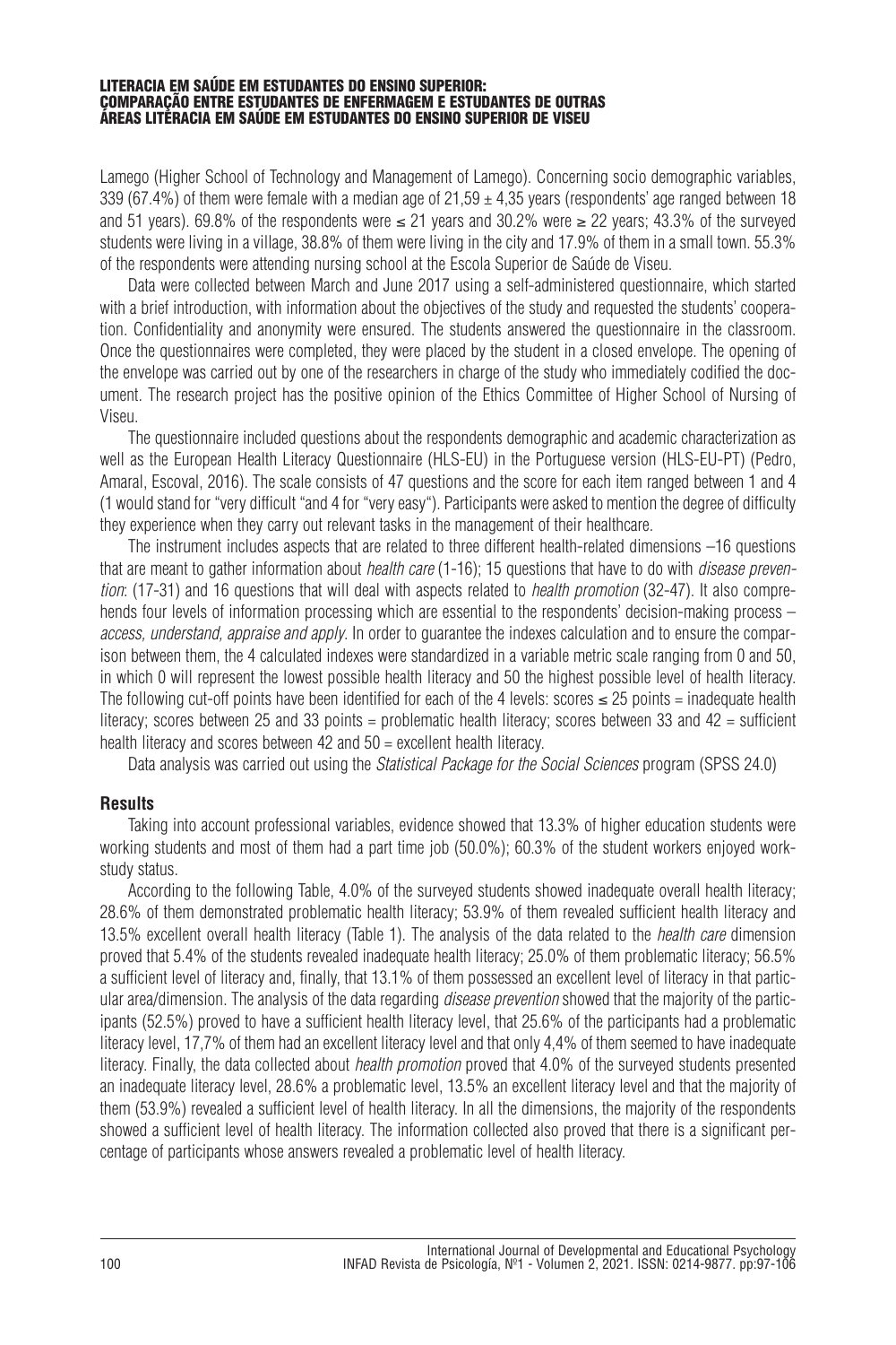Lamego (Higher School of Technology and Management of Lamego). Concerning socio demographic variables, 339 (67.4%) of them were female with a median age of 21,59 ± 4,35 years (respondents' age ranged between 18 and 51 years). 69.8% of the respondents were ≤ 21 years and 30.2% were ≥ 22 years; 43.3% of the surveyed students were living in a village, 38.8% of them were living in the city and 17.9% of them in a small town. 55.3% of the respondents were attending nursing school at the Escola Superior de Saúde de Viseu.

Data were collected between March and June 2017 using a self-administered questionnaire, which started with a brief introduction, with information about the objectives of the study and requested the students' cooperation. Confidentiality and anonymity were ensured. The students answered the questionnaire in the classroom. Once the questionnaires were completed, they were placed by the student in a closed envelope. The opening of the envelope was carried out by one of the researchers in charge of the study who immediately codified the document. The research project has the positive opinion of the Ethics Committee of Higher School of Nursing of Viseu.

The questionnaire included questions about the respondents demographic and academic characterization as well as the European Health Literacy Questionnaire (HLS-EU) in the Portuguese version (HLS-EU-PT) (Pedro, Amaral, Escoval, 2016). The scale consists of 47 questions and the score for each item ranged between 1 and 4 (1 would stand for "very difficult "and 4 for "very easy"). Participants were asked to mention the degree of difficulty they experience when they carry out relevant tasks in the management of their healthcare.

The instrument includes aspects that are related to three different health-related dimensions –16 questions that are meant to gather information about *health care* (1-16); 15 questions that have to do with *disease prevention*: (17-31) and 16 questions that will deal with aspects related to *health promotion* (32-47). It also comprehends four levels of information processing which are essential to the respondents' decision-making process – *access, understand, appraise and apply*. In order to guarantee the indexes calculation and to ensure the comparison between them, the 4 calculated indexes were standardized in a variable metric scale ranging from 0 and 50, in which 0 will represent the lowest possible health literacy and 50 the highest possible level of health literacy. The following cut-off points have been identified for each of the 4 levels: scores ≤ 25 points = inadequate health literacy; scores between 25 and 33 points = problematic health literacy; scores between 33 and 42 = sufficient health literacy and scores between 42 and 50 = excellent health literacy.

Data analysis was carried out using the *Statistical Package for the Social Sciences* program (SPSS 24.0)

## Results

Taking into account professional variables, evidence showed that 13.3% of higher education students were working students and most of them had a part time job (50.0%); 60.3% of the student workers enjoyed work-study status.

According to the following Table, 4.0% of the surveyed students showed inadequate overall health literacy; 28.6% of them demonstrated problematic health literacy; 53.9% of them revealed sufficient health literacy and 13.5% excellent overall health literacy (Table 1). The analysis of the data related to the *health care* dimension proved that 5.4% of the students revealed inadequate health literacy; 25.0% of them problematic literacy; 56.5% a sufficient level of literacy and, finally, that 13.1% of them possessed an excellent level of literacy in that particular area/dimension. The analysis of the data regarding *disease prevention* showed that the majority of the participants (52.5%) proved to have a sufficient health literacy level, that 25.6% of the participants had a problematic literacy level, 17,7% of them had an excellent literacy level and that only 4,4% of them seemed to have inadequate literacy. Finally, the data collected about *health promotion* proved that 4.0% of the surveyed students presented an inadequate literacy level, 28.6% a problematic level, 13.5% an excellent literacy level and that the majority of them (53.9%) revealed a sufficient level of health literacy. In all the dimensions, the majority of the respondents showed a sufficient level of health literacy. The information collected also proved that there is a significant percentage of participants whose answers revealed a problematic level of health literacy.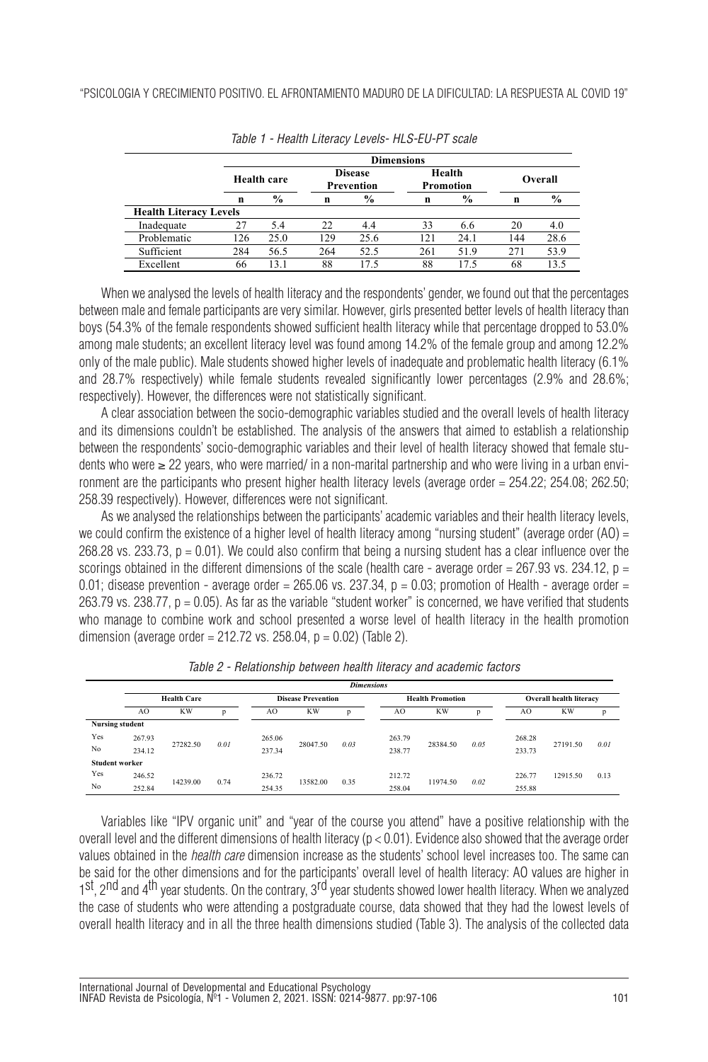*Table 1 - Health Literacy Levels- HLS-EU-PT scale*

| | Dimensions | | | | | | | |
|---|---|---|---|---|---|---|---|---|
| | Health care | | Disease Prevention | | Health Promotion | | Overall | |
| | n | % | n | % | n | % | n | % |
| **Health Literacy Levels** | | | | | | | | |
| Inadequate | 27 | 5.4 | 22 | 4.4 | 33 | 6.6 | 20 | 4.0 |
| Problematic | 126 | 25.0 | 129 | 25.6 | 121 | 24.1 | 144 | 28.6 |
| Sufficient | 284 | 56.5 | 264 | 52.5 | 261 | 51.9 | 271 | 53.9 |
| Excellent | 66 | 13.1 | 88 | 17.5 | 88 | 17.5 | 68 | 13.5 |

When we analysed the levels of health literacy and the respondents' gender, we found out that the percentages between male and female participants are very similar. However, girls presented better levels of health literacy than boys (54.3% of the female respondents showed sufficient health literacy while that percentage dropped to 53.0% among male students; an excellent literacy level was found among 14.2% of the female group and among 12.2% only of the male public). Male students showed higher levels of inadequate and problematic health literacy (6.1% and 28.7% respectively) while female students revealed significantly lower percentages (2.9% and 28.6%; respectively). However, the differences were not statistically significant.

A clear association between the socio-demographic variables studied and the overall levels of health literacy and its dimensions couldn't be established. The analysis of the answers that aimed to establish a relationship between the respondents' socio-demographic variables and their level of health literacy showed that female students who were ≥ 22 years, who were married/ in a non-marital partnership and who were living in a urban environment are the participants who present higher health literacy levels (average order = 254.22; 254.08; 262.50; 258.39 respectively). However, differences were not significant.

As we analysed the relationships between the participants' academic variables and their health literacy levels, we could confirm the existence of a higher level of health literacy among "nursing student" (average order (AO) = 268.28 vs. 233.73, $p = 0.01$). We could also confirm that being a nursing student has a clear influence over the scorings obtained in the different dimensions of the scale (health care - average order = 267.93 vs. 234.12, $p = 0.01$; disease prevention - average order = 265.06 vs. 237.34, $p = 0.03$; promotion of Health - average order = 263.79 vs. 238.77, $p = 0.05$). As far as the variable "student worker" is concerned, we have verified that students who manage to combine work and school presented a worse level of health literacy in the health promotion dimension (average order = 212.72 vs. 258.04, $p = 0.02$) (Table 2).

*Table 2 - Relationship between health literacy and academic factors*

| | *Dimensions* | | | | | | | | | | | |
|---|---|---|---|---|---|---|---|---|---|---|---|---|
| | Health Care | | | Disease Prevention | | | Health Promotion | | | Overall health literacy | | |
| | AO | KW | p | AO | KW | p | AO | KW | p | AO | KW | p |
| **Nursing student** | | | | | | | | | | | | |
| Yes | 267.93 | 27282.50 | *0.01* | 265.06 | 28047.50 | *0.03* | 263.79 | 28384.50 | *0.05* | 268.28 | 27191.50 | *0.01* |
| No | 234.12 | | | 237.34 | | | 238.77 | | | 233.73 | | |
| **Student worker** | | | | | | | | | | | | |
| Yes | 246.52 | 14239.00 | 0.74 | 236.72 | 13582.00 | 0.35 | 212.72 | 11974.50 | *0.02* | 226.77 | 12915.50 | 0.13 |
| No | 252.84 | | | 254.35 | | | 258.04 | | | 255.88 | | |

Variables like "IPV organic unit" and "year of the course you attend" have a positive relationship with the overall level and the different dimensions of health literacy ($p < 0.01$). Evidence also showed that the average order values obtained in the *health care* dimension increase as the students' school level increases too. The same can be said for the other dimensions and for the participants' overall level of health literacy: AO values are higher in 1st, 2nd and 4th year students. On the contrary, 3rd year students showed lower health literacy. When we analyzed the case of students who were attending a postgraduate course, data showed that they had the lowest levels of overall health literacy and in all the three health dimensions studied (Table 3). The analysis of the collected data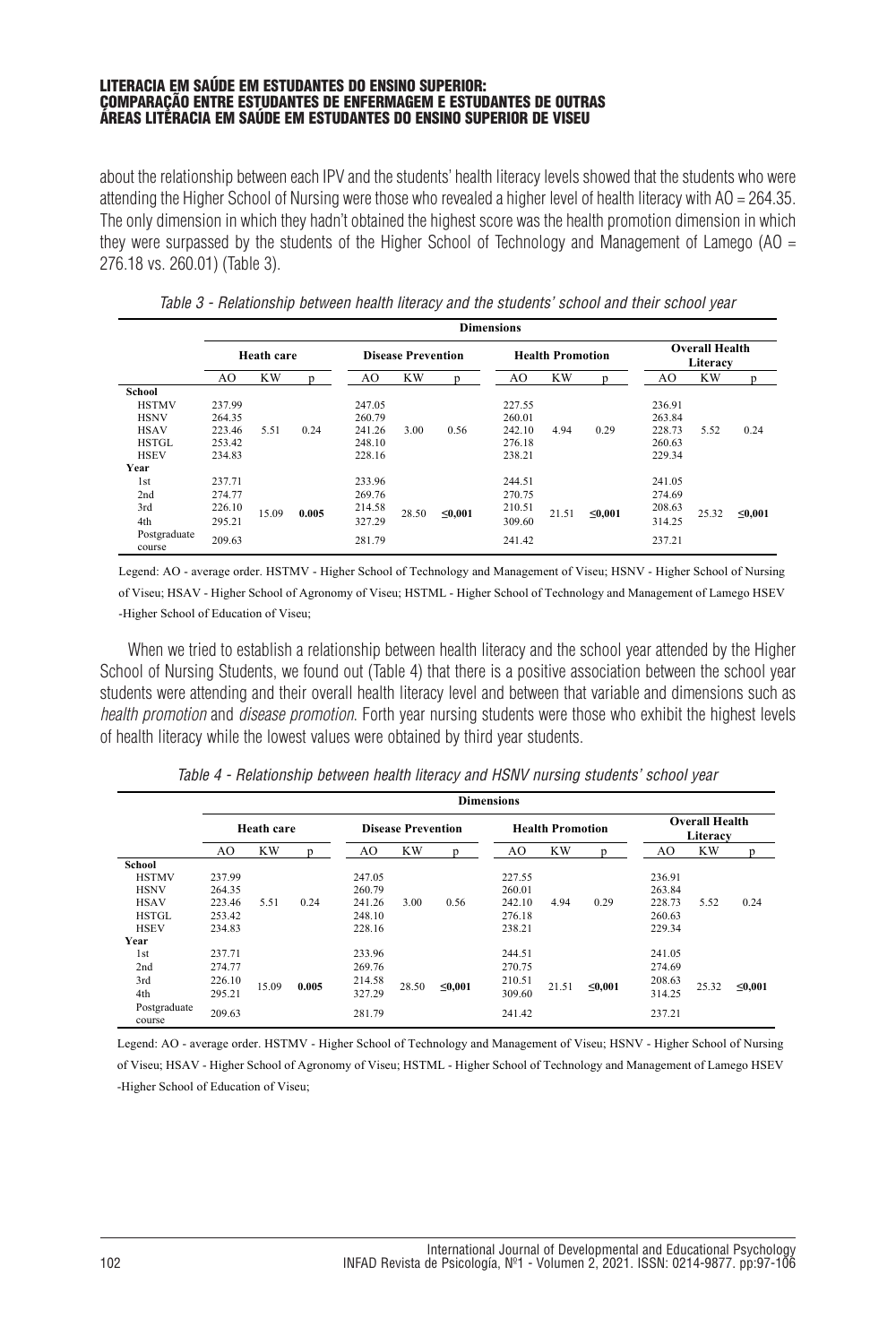about the relationship between each IPV and the students' health literacy levels showed that the students who were attending the Higher School of Nursing were those who revealed a higher level of health literacy with AO = 264.35. The only dimension in which they hadn't obtained the highest score was the health promotion dimension in which they were surpassed by the students of the Higher School of Technology and Management of Lamego (AO = 276.18 vs. 260.01) (Table 3).

*Table 3 - Relationship between health literacy and the students' school and their school year*

| | Dimensions | | | | | | | | | | | |
|---|---|---|---|---|---|---|---|---|---|---|---|---|
| | Heath care | | | Disease Prevention | | | Health Promotion | | | Overall Health Literacy | | |
| | AO | KW | p | AO | KW | p | AO | KW | p | AO | KW | p |
| **School** | | | | | | | | | | | | |
| HSTMV | 237.99 | 5.51 | 0.24 | 247.05 | 3.00 | 0.56 | 227.55 | 4.94 | 0.29 | 236.91 | 5.52 | 0.24 |
| HSNV | 264.35 | | | 260.79 | | | 260.01 | | | 263.84 | | |
| HSAV | 223.46 | | | 241.26 | | | 242.10 | | | 228.73 | | |
| HSTGL | 253.42 | | | 248.10 | | | 276.18 | | | 260.63 | | |
| HSEV | 234.83 | | | 228.16 | | | 238.21 | | | 229.34 | | |
| **Year** | | | | | | | | | | | | |
| 1st | 237.71 | 15.09 | **0.005** | 233.96 | 28.50 | **≤0,001** | 244.51 | 21.51 | **≤0,001** | 241.05 | 25.32 | **≤0,001** |
| 2nd | 274.77 | | | 269.76 | | | 270.75 | | | 274.69 | | |
| 3rd | 226.10 | | | 214.58 | | | 210.51 | | | 208.63 | | |
| 4th | 295.21 | | | 327.29 | | | 309.60 | | | 314.25 | | |
| Postgraduate course | 209.63 | | | 281.79 | | | 241.42 | | | 237.21 | | |

Legend: AO - average order. HSTMV - Higher School of Technology and Management of Viseu; HSNV - Higher School of Nursing of Viseu; HSAV - Higher School of Agronomy of Viseu; HSTML - Higher School of Technology and Management of Lamego HSEV -Higher School of Education of Viseu;

When we tried to establish a relationship between health literacy and the school year attended by the Higher School of Nursing Students, we found out (Table 4) that there is a positive association between the school year students were attending and their overall health literacy level and between that variable and dimensions such as *health promotion* and *disease promotion*. Forth year nursing students were those who exhibit the highest levels of health literacy while the lowest values were obtained by third year students.

*Table 4 - Relationship between health literacy and HSNV nursing students' school year*

| | Dimensions | | | | | | | | | | | |
|---|---|---|---|---|---|---|---|---|---|---|---|---|
| | Heath care | | | Disease Prevention | | | Health Promotion | | | Overall Health Literacy | | |
| | AO | KW | p | AO | KW | p | AO | KW | p | AO | KW | p |
| **School** | | | | | | | | | | | | |
| HSTMV | 237.99 | 5.51 | 0.24 | 247.05 | 3.00 | 0.56 | 227.55 | 4.94 | 0.29 | 236.91 | 5.52 | 0.24 |
| HSNV | 264.35 | | | 260.79 | | | 260.01 | | | 263.84 | | |
| HSAV | 223.46 | | | 241.26 | | | 242.10 | | | 228.73 | | |
| HSTGL | 253.42 | | | 248.10 | | | 276.18 | | | 260.63 | | |
| HSEV | 234.83 | | | 228.16 | | | 238.21 | | | 229.34 | | |
| **Year** | | | | | | | | | | | | |
| 1st | 237.71 | 15.09 | **0.005** | 233.96 | 28.50 | **≤0,001** | 244.51 | 21.51 | **≤0,001** | 241.05 | 25.32 | **≤0,001** |
| 2nd | 274.77 | | | 269.76 | | | 270.75 | | | 274.69 | | |
| 3rd | 226.10 | | | 214.58 | | | 210.51 | | | 208.63 | | |
| 4th | 295.21 | | | 327.29 | | | 309.60 | | | 314.25 | | |
| Postgraduate course | 209.63 | | | 281.79 | | | 241.42 | | | 237.21 | | |

Legend: AO - average order. HSTMV - Higher School of Technology and Management of Viseu; HSNV - Higher School of Nursing of Viseu; HSAV - Higher School of Agronomy of Viseu; HSTML - Higher School of Technology and Management of Lamego HSEV -Higher School of Education of Viseu;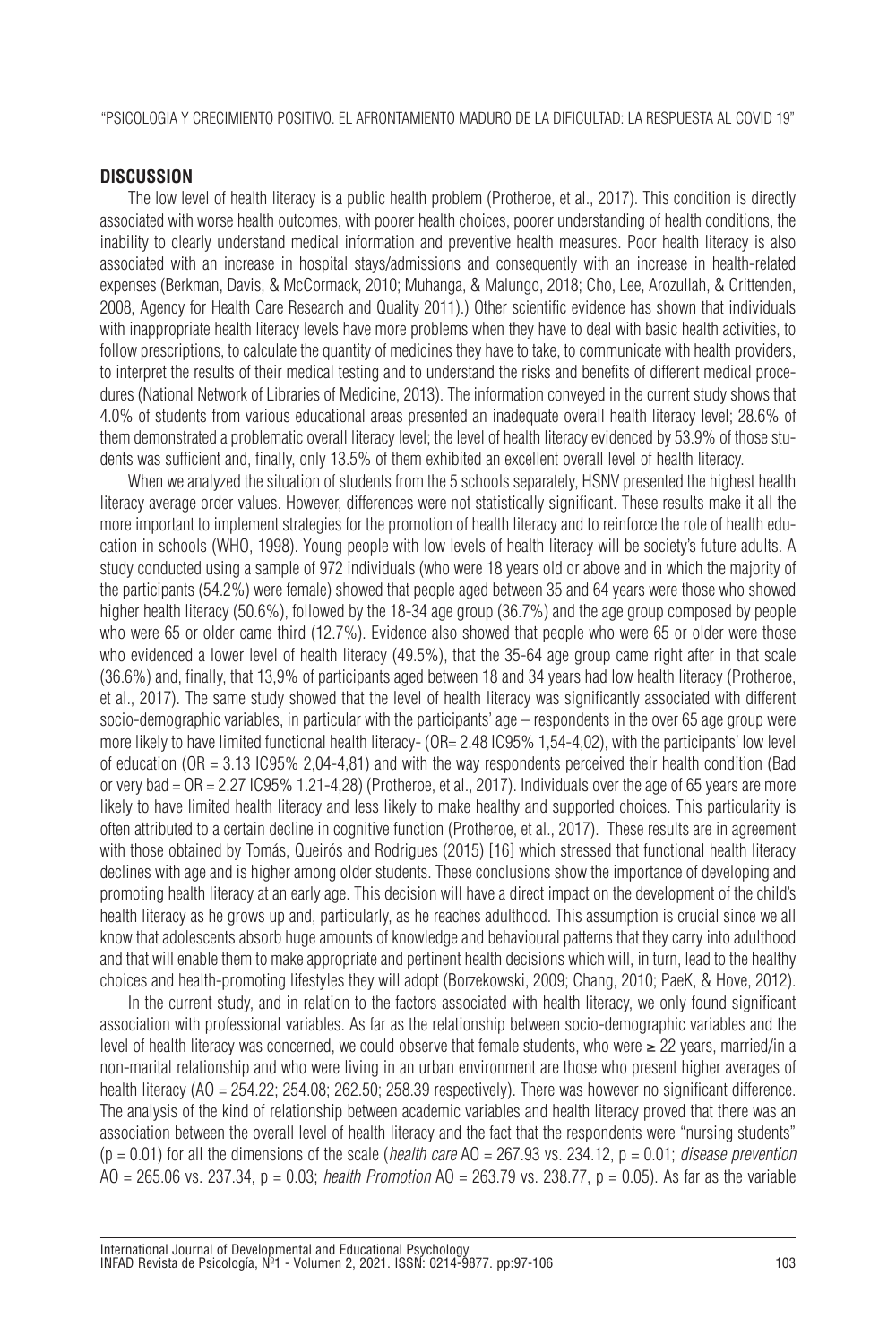## DISCUSSION

The low level of health literacy is a public health problem (Protheroe, et al., 2017). This condition is directly associated with worse health outcomes, with poorer health choices, poorer understanding of health conditions, the inability to clearly understand medical information and preventive health measures. Poor health literacy is also associated with an increase in hospital stays/admissions and consequently with an increase in health-related expenses (Berkman, Davis, & McCormack, 2010; Muhanga, & Malungo, 2018; Cho, Lee, Arozullah, & Crittenden, 2008, Agency for Health Care Research and Quality 2011).) Other scientific evidence has shown that individuals with inappropriate health literacy levels have more problems when they have to deal with basic health activities, to follow prescriptions, to calculate the quantity of medicines they have to take, to communicate with health providers, to interpret the results of their medical testing and to understand the risks and benefits of different medical procedures (National Network of Libraries of Medicine, 2013). The information conveyed in the current study shows that 4.0% of students from various educational areas presented an inadequate overall health literacy level; 28.6% of them demonstrated a problematic overall literacy level; the level of health literacy evidenced by 53.9% of those students was sufficient and, finally, only 13.5% of them exhibited an excellent overall level of health literacy.

When we analyzed the situation of students from the 5 schools separately, HSNV presented the highest health literacy average order values. However, differences were not statistically significant. These results make it all the more important to implement strategies for the promotion of health literacy and to reinforce the role of health education in schools (WHO, 1998). Young people with low levels of health literacy will be society's future adults. A study conducted using a sample of 972 individuals (who were 18 years old or above and in which the majority of the participants (54.2%) were female) showed that people aged between 35 and 64 years were those who showed higher health literacy (50.6%), followed by the 18-34 age group (36.7%) and the age group composed by people who were 65 or older came third (12.7%). Evidence also showed that people who were 65 or older were those who evidenced a lower level of health literacy (49.5%), that the 35-64 age group came right after in that scale (36.6%) and, finally, that 13,9% of participants aged between 18 and 34 years had low health literacy (Protheroe, et al., 2017). The same study showed that the level of health literacy was significantly associated with different socio-demographic variables, in particular with the participants' age – respondents in the over 65 age group were more likely to have limited functional health literacy- (OR= 2.48 IC95% 1,54-4,02), with the participants' low level of education (OR = 3.13 IC95% 2,04-4,81) and with the way respondents perceived their health condition (Bad or very bad = OR = 2.27 IC95% 1.21-4,28) (Protheroe, et al., 2017). Individuals over the age of 65 years are more likely to have limited health literacy and less likely to make healthy and supported choices. This particularity is often attributed to a certain decline in cognitive function (Protheroe, et al., 2017). These results are in agreement with those obtained by Tomás, Queirós and Rodrigues (2015) [16] which stressed that functional health literacy declines with age and is higher among older students. These conclusions show the importance of developing and promoting health literacy at an early age. This decision will have a direct impact on the development of the child's health literacy as he grows up and, particularly, as he reaches adulthood. This assumption is crucial since we all know that adolescents absorb huge amounts of knowledge and behavioural patterns that they carry into adulthood and that will enable them to make appropriate and pertinent health decisions which will, in turn, lead to the healthy choices and health-promoting lifestyles they will adopt (Borzekowski, 2009; Chang, 2010; PaeK, & Hove, 2012).

In the current study, and in relation to the factors associated with health literacy, we only found significant association with professional variables. As far as the relationship between socio-demographic variables and the level of health literacy was concerned, we could observe that female students, who were ≥ 22 years, married/in a non-marital relationship and who were living in an urban environment are those who present higher averages of health literacy (AO = 254.22; 254.08; 262.50; 258.39 respectively). There was however no significant difference. The analysis of the kind of relationship between academic variables and health literacy proved that there was an association between the overall level of health literacy and the fact that the respondents were "nursing students" ($p = 0.01$) for all the dimensions of the scale (*health care* AO = 267.93 vs. 234.12, $p = 0.01$; *disease prevention* AO = 265.06 vs. 237.34, $p = 0.03$; *health Promotion* AO = 263.79 vs. 238.77, $p = 0.05$). As far as the variable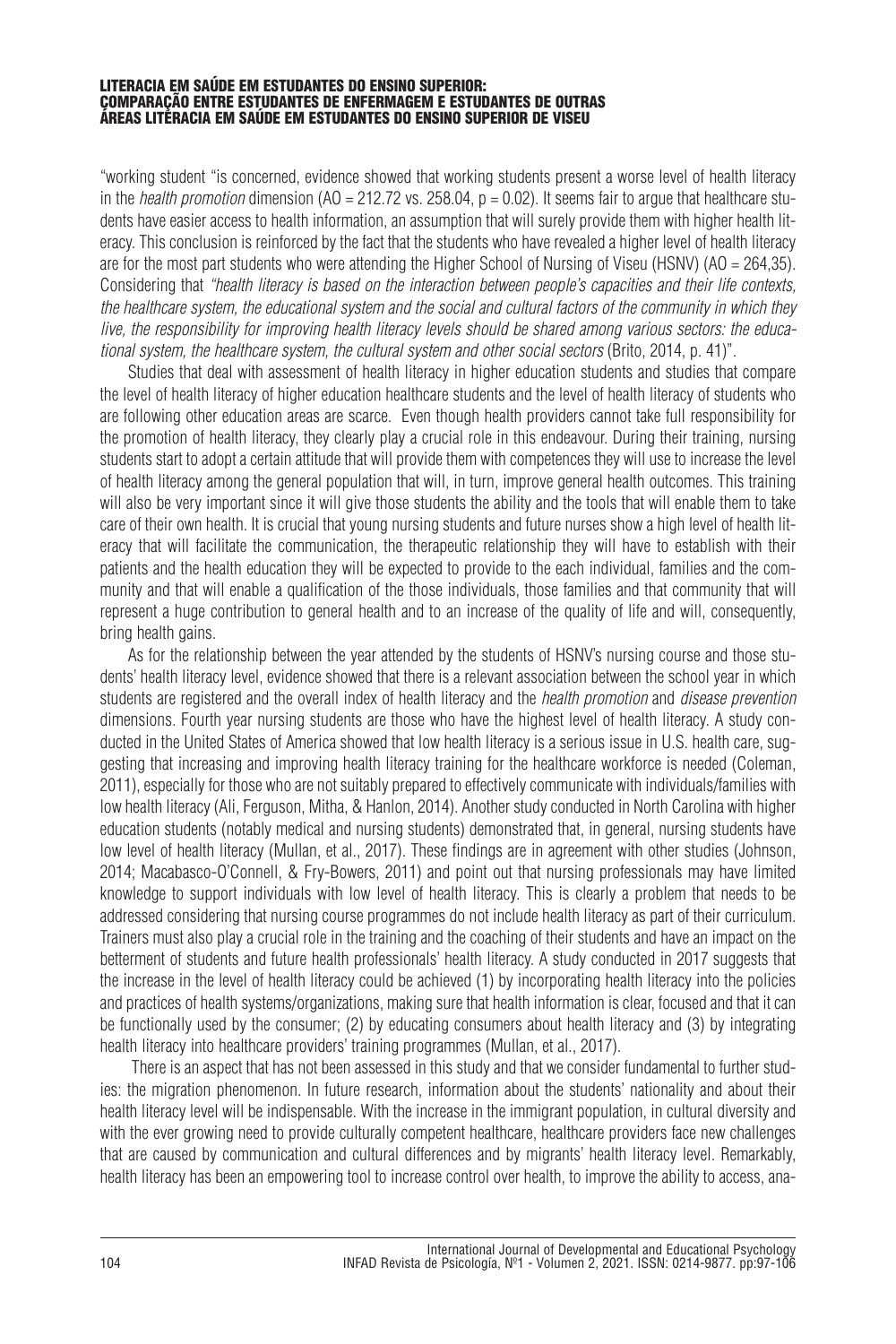"working student "is concerned, evidence showed that working students present a worse level of health literacy in the *health promotion* dimension (AO = 212.72 vs. 258.04, $p = 0.02$). It seems fair to argue that healthcare students have easier access to health information, an assumption that will surely provide them with higher health literacy. This conclusion is reinforced by the fact that the students who have revealed a higher level of health literacy are for the most part students who were attending the Higher School of Nursing of Viseu (HSNV) (AO = 264,35). Considering that *"health literacy is based on the interaction between people's capacities and their life contexts, the healthcare system, the educational system and the social and cultural factors of the community in which they live, the responsibility for improving health literacy levels should be shared among various sectors: the educational system, the healthcare system, the cultural system and other social sectors* (Brito, 2014, p. 41)".

Studies that deal with assessment of health literacy in higher education students and studies that compare the level of health literacy of higher education healthcare students and the level of health literacy of students who are following other education areas are scarce. Even though health providers cannot take full responsibility for the promotion of health literacy, they clearly play a crucial role in this endeavour. During their training, nursing students start to adopt a certain attitude that will provide them with competences they will use to increase the level of health literacy among the general population that will, in turn, improve general health outcomes. This training will also be very important since it will give those students the ability and the tools that will enable them to take care of their own health. It is crucial that young nursing students and future nurses show a high level of health literacy that will facilitate the communication, the therapeutic relationship they will have to establish with their patients and the health education they will be expected to provide to the each individual, families and the community and that will enable a qualification of the those individuals, those families and that community that will represent a huge contribution to general health and to an increase of the quality of life and will, consequently, bring health gains.

As for the relationship between the year attended by the students of HSNV's nursing course and those students' health literacy level, evidence showed that there is a relevant association between the school year in which students are registered and the overall index of health literacy and the *health promotion* and *disease prevention* dimensions. Fourth year nursing students are those who have the highest level of health literacy. A study conducted in the United States of America showed that low health literacy is a serious issue in U.S. health care, suggesting that increasing and improving health literacy training for the healthcare workforce is needed (Coleman, 2011), especially for those who are not suitably prepared to effectively communicate with individuals/families with low health literacy (Ali, Ferguson, Mitha, & Hanlon, 2014). Another study conducted in North Carolina with higher education students (notably medical and nursing students) demonstrated that, in general, nursing students have low level of health literacy (Mullan, et al., 2017). These findings are in agreement with other studies (Johnson, 2014; Macabasco-O'Connell, & Fry-Bowers, 2011) and point out that nursing professionals may have limited knowledge to support individuals with low level of health literacy. This is clearly a problem that needs to be addressed considering that nursing course programmes do not include health literacy as part of their curriculum. Trainers must also play a crucial role in the training and the coaching of their students and have an impact on the betterment of students and future health professionals' health literacy. A study conducted in 2017 suggests that the increase in the level of health literacy could be achieved (1) by incorporating health literacy into the policies and practices of health systems/organizations, making sure that health information is clear, focused and that it can be functionally used by the consumer; (2) by educating consumers about health literacy and (3) by integrating health literacy into healthcare providers' training programmes (Mullan, et al., 2017).

There is an aspect that has not been assessed in this study and that we consider fundamental to further studies: the migration phenomenon. In future research, information about the students' nationality and about their health literacy level will be indispensable. With the increase in the immigrant population, in cultural diversity and with the ever growing need to provide culturally competent healthcare, healthcare providers face new challenges that are caused by communication and cultural differences and by migrants' health literacy level. Remarkably, health literacy has been an empowering tool to increase control over health, to improve the ability to access, ana-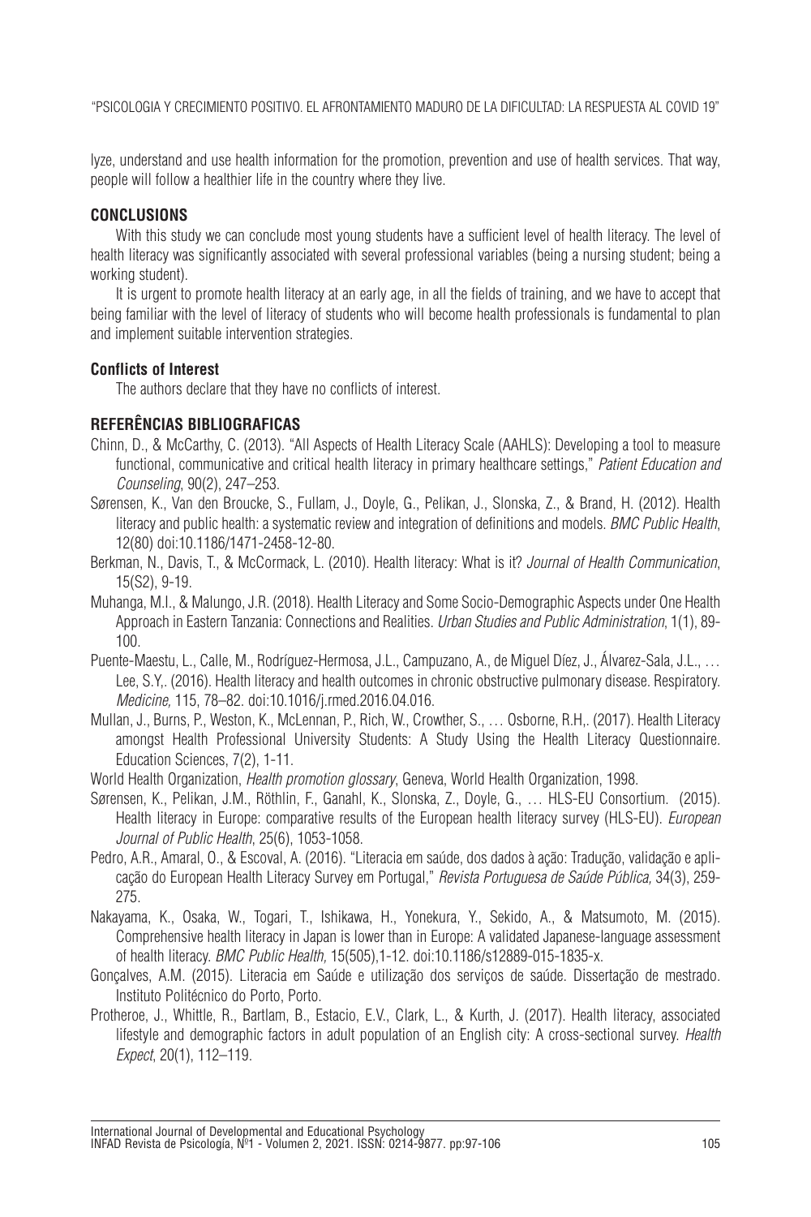lyze, understand and use health information for the promotion, prevention and use of health services. That way, people will follow a healthier life in the country where they live.

## CONCLUSIONS

With this study we can conclude most young students have a sufficient level of health literacy. The level of health literacy was significantly associated with several professional variables (being a nursing student; being a working student).

It is urgent to promote health literacy at an early age, in all the fields of training, and we have to accept that being familiar with the level of literacy of students who will become health professionals is fundamental to plan and implement suitable intervention strategies.

### Conflicts of Interest

The authors declare that they have no conflicts of interest.

## REFERÊNCIAS BIBLIOGRAFICAS

Chinn, D., & McCarthy, C. (2013). "All Aspects of Health Literacy Scale (AAHLS): Developing a tool to measure functional, communicative and critical health literacy in primary healthcare settings," *Patient Education and Counseling*, 90(2), 247–253.

Sørensen, K., Van den Broucke, S., Fullam, J., Doyle, G., Pelikan, J., Slonska, Z., & Brand, H. (2012). Health literacy and public health: a systematic review and integration of definitions and models. *BMC Public Health*, 12(80) doi:10.1186/1471-2458-12-80.

Berkman, N., Davis, T., & McCormack, L. (2010). Health literacy: What is it? *Journal of Health Communication*, 15(S2), 9-19.

Muhanga, M.I., & Malungo, J.R. (2018). Health Literacy and Some Socio-Demographic Aspects under One Health Approach in Eastern Tanzania: Connections and Realities. *Urban Studies and Public Administration*, 1(1), 89-100.

Puente-Maestu, L., Calle, M., Rodríguez-Hermosa, J.L., Campuzano, A., de Miguel Díez, J., Álvarez-Sala, J.L., … Lee, S.Y,. (2016). Health literacy and health outcomes in chronic obstructive pulmonary disease. Respiratory. *Medicine,* 115, 78–82. doi:10.1016/j.rmed.2016.04.016.

Mullan, J., Burns, P., Weston, K., McLennan, P., Rich, W., Crowther, S., … Osborne, R.H,. (2017). Health Literacy amongst Health Professional University Students: A Study Using the Health Literacy Questionnaire. Education Sciences, 7(2), 1-11.

World Health Organization, *Health promotion glossary*, Geneva, World Health Organization, 1998.

Sørensen, K., Pelikan, J.M., Röthlin, F., Ganahl, K., Slonska, Z., Doyle, G., … HLS-EU Consortium. (2015). Health literacy in Europe: comparative results of the European health literacy survey (HLS-EU). *European Journal of Public Health*, 25(6), 1053-1058.

Pedro, A.R., Amaral, O., & Escoval, A. (2016). "Literacia em saúde, dos dados à ação: Tradução, validação e aplicação do European Health Literacy Survey em Portugal," *Revista Portuguesa de Saúde Pública,* 34(3), 259-275.

Nakayama, K., Osaka, W., Togari, T., Ishikawa, H., Yonekura, Y., Sekido, A., & Matsumoto, M. (2015). Comprehensive health literacy in Japan is lower than in Europe: A validated Japanese-language assessment of health literacy. *BMC Public Health,* 15(505),1-12. doi:10.1186/s12889-015-1835-x.

Gonçalves, A.M. (2015). Literacia em Saúde e utilização dos serviços de saúde. Dissertação de mestrado. Instituto Politécnico do Porto, Porto.

Protheroe, J., Whittle, R., Bartlam, B., Estacio, E.V., Clark, L., & Kurth, J. (2017). Health literacy, associated lifestyle and demographic factors in adult population of an English city: A cross-sectional survey. *Health Expect*, 20(1), 112–119.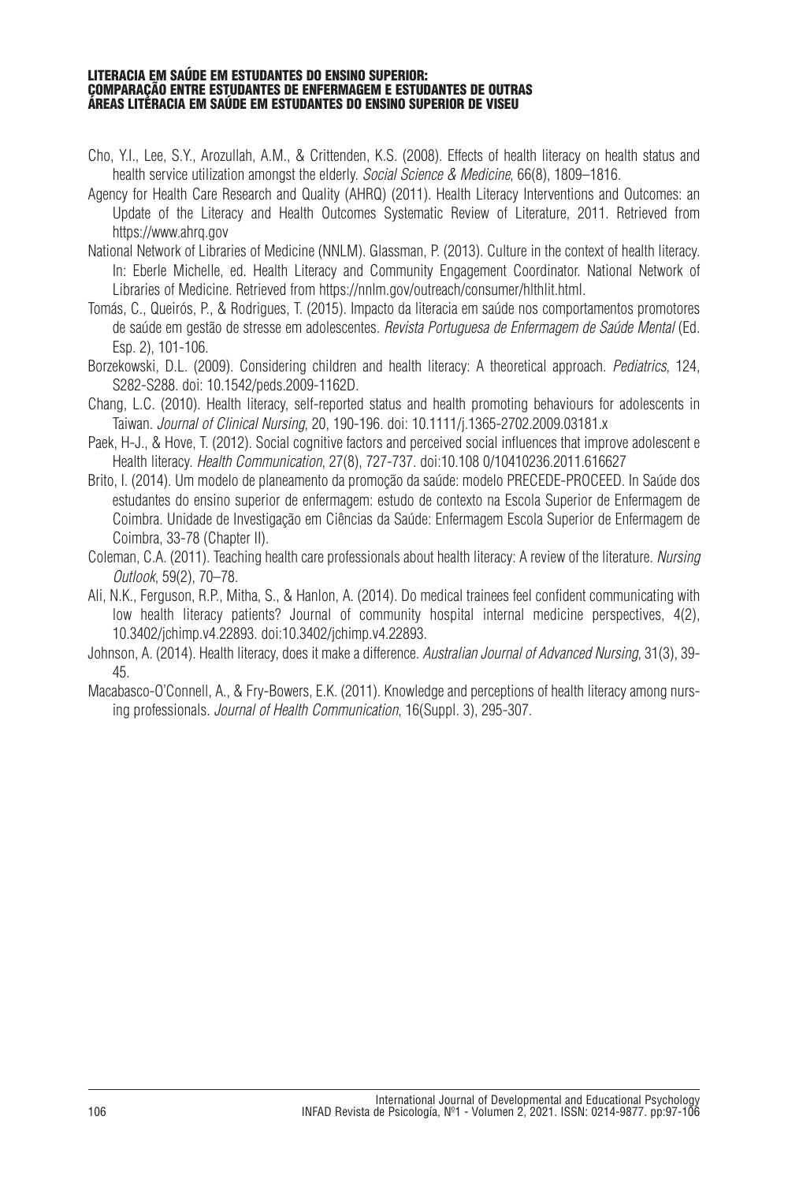Cho, Y.I., Lee, S.Y., Arozullah, A.M., & Crittenden, K.S. (2008). Effects of health literacy on health status and health service utilization amongst the elderly. *Social Science & Medicine*, 66(8), 1809–1816.

Agency for Health Care Research and Quality (AHRQ) (2011). Health Literacy Interventions and Outcomes: an Update of the Literacy and Health Outcomes Systematic Review of Literature, 2011. Retrieved from https://www.ahrq.gov

National Network of Libraries of Medicine (NNLM). Glassman, P. (2013). Culture in the context of health literacy. In: Eberle Michelle, ed. Health Literacy and Community Engagement Coordinator. National Network of Libraries of Medicine. Retrieved from https://nnlm.gov/outreach/consumer/hlthlit.html.

Tomás, C., Queirós, P., & Rodrigues, T. (2015). Impacto da literacia em saúde nos comportamentos promotores de saúde em gestão de stresse em adolescentes. *Revista Portuguesa de Enfermagem de Saúde Mental* (Ed. Esp. 2), 101-106.

Borzekowski, D.L. (2009). Considering children and health literacy: A theoretical approach. *Pediatrics*, 124, S282-S288. doi: 10.1542/peds.2009-1162D.

Chang, L.C. (2010). Health literacy, self-reported status and health promoting behaviours for adolescents in Taiwan. *Journal of Clinical Nursing*, 20, 190-196. doi: 10.1111/j.1365-2702.2009.03181.x

Paek, H-J., & Hove, T. (2012). Social cognitive factors and perceived social influences that improve adolescent e Health literacy. *Health Communication*, 27(8), 727-737. doi:10.108 0/10410236.2011.616627

Brito, I. (2014). Um modelo de planeamento da promoção da saúde: modelo PRECEDE-PROCEED. In Saúde dos estudantes do ensino superior de enfermagem: estudo de contexto na Escola Superior de Enfermagem de Coimbra. Unidade de Investigação em Ciências da Saúde: Enfermagem Escola Superior de Enfermagem de Coimbra, 33-78 (Chapter II).

Coleman, C.A. (2011). Teaching health care professionals about health literacy: A review of the literature. *Nursing Outlook*, 59(2), 70–78.

Ali, N.K., Ferguson, R.P., Mitha, S., & Hanlon, A. (2014). Do medical trainees feel confident communicating with low health literacy patients? Journal of community hospital internal medicine perspectives, 4(2), 10.3402/jchimp.v4.22893. doi:10.3402/jchimp.v4.22893.

Johnson, A. (2014). Health literacy, does it make a difference. *Australian Journal of Advanced Nursing*, 31(3), 39-45.

Macabasco-O'Connell, A., & Fry-Bowers, E.K. (2011). Knowledge and perceptions of health literacy among nursing professionals. *Journal of Health Communication*, 16(Suppl. 3), 295-307.